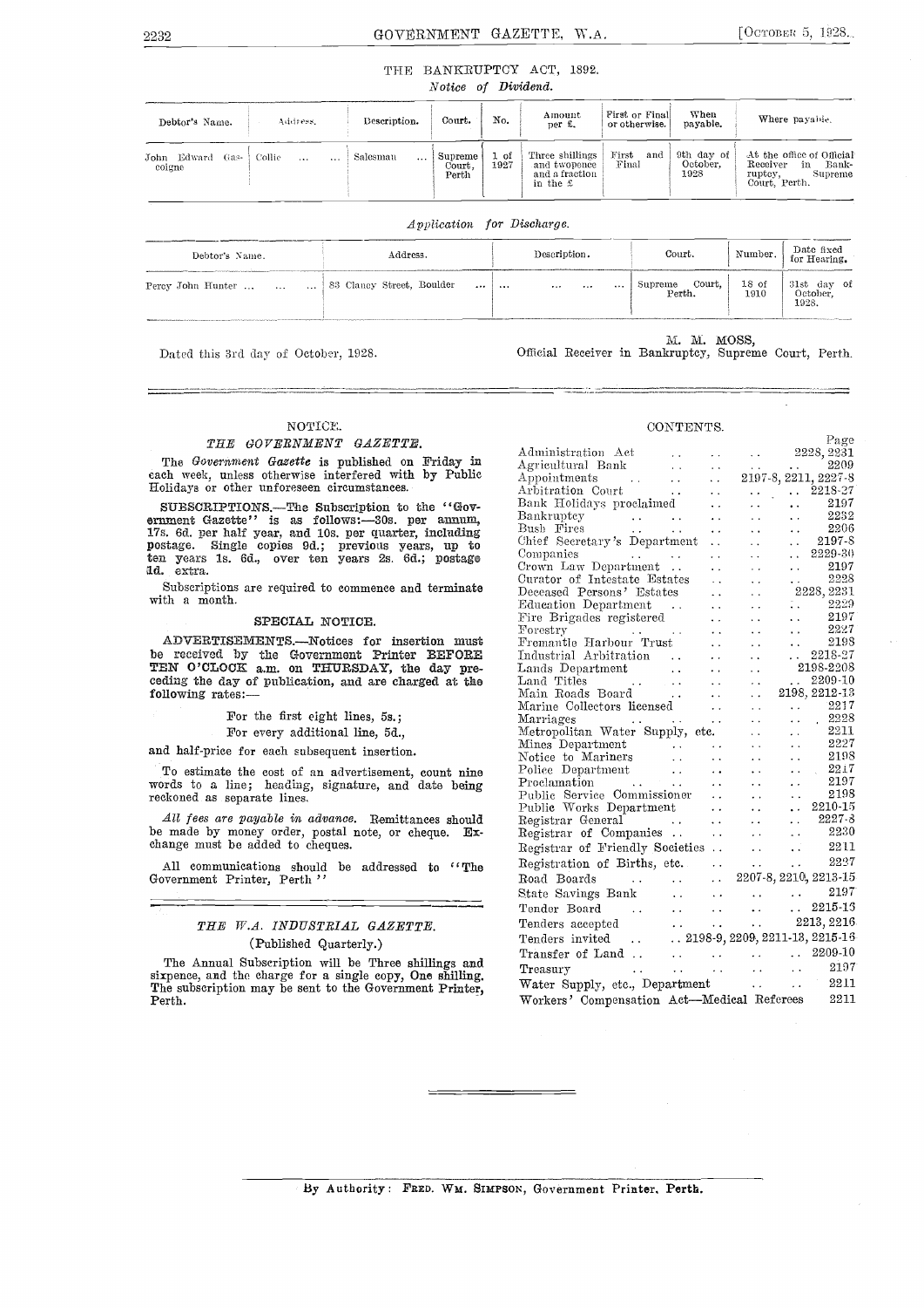## THE BANKRUPTCY ACT, 1892.

*Notice of Dividend.*

| Debtor's Name. | Address. | Description. | Court. | No. | Amount per £. | First or Final or otherwise. | When payable. | Where payable. |
|---|---|---|---|---|---|---|---|---|
| John Edward Gascoigne | Collie ... ... | Salesman ... | Supreme Court, Perth | 1 of 1927 | Three shillings and twopence and a fraction in the £ | First and Final | 9th day of October, 1928 | At the office of Official Receiver in Bankruptcy, Supreme Court, Perth. |

*Application for Discharge.*

| Debtor's Name. | Address. | Description. | Court. | Number. | Date fixed for Hearing. |
|---|---|---|---|---|---|
| Percy John Hunter ... ... ... | 83 Clancy Street, Boulder ... | ... ... ... ... | Supreme Court, Perth. | 18 of 1910 | 31st day of October, 1928. |

Dated this 3rd day of October, 1928.

M. M. MOSS,
Official Receiver in Bankruptcy, Supreme Court, Perth.

---

### NOTICE.

#### *THE GOVERNMENT GAZETTE.*

The *Government Gazette* is published on Friday in each week, unless otherwise interfered with by Public Holidays or other unforeseen circumstances.

SUBSCRIPTIONS.—The Subscription to the "Government Gazette" is as follows:—30s. per annum, 17s. 6d. per half year, and 10s. per quarter, including postage. Single copies 9d.; previous years, up to ten years 1s. 6d., over ten years 2s. 6d.; postage 1d. extra.

Subscriptions are required to commence and terminate with a month.

#### SPECIAL NOTICE.

ADVERTISEMENTS.—Notices for insertion must be received by the Government Printer BEFORE TEN O'CLOCK a.m. on THURSDAY, the day preceding the day of publication, and are charged at the following rates:—

For the first eight lines, 5s.;
For every additional line, 5d.,

and half-price for each subsequent insertion.

To estimate the cost of an advertisement, count nine words to a line; heading, signature, and date being reckoned as separate lines.

*All fees are payable in advance.* Remittances should be made by money order, postal note, or cheque. Exchange must be added to cheques.

All communications should be addressed to "The Government Printer, Perth"

---

#### *THE W.A. INDUSTRIAL GAZETTE.*

(Published Quarterly.)

The Annual Subscription will be Three shillings and sixpence, and the charge for a single copy, One shilling. The subscription may be sent to the Government Printer, Perth.

### CONTENTS.

| | Page |
|---|---|
| Administration Act | 2228, 2231 |
| Agricultural Bank | 2209 |
| Appointments | 2197-8, 2211, 2227-8 |
| Arbitration Court | 2218-27 |
| Bank Holidays proclaimed | 2197 |
| Bankruptcy | 2232 |
| Bush Fires | 2206 |
| Chief Secretary's Department | 2197-8 |
| Companies | 2229-30 |
| Crown Law Department | 2197 |
| Curator of Intestate Estates | 2228 |
| Deceased Persons' Estates | 2228, 2231 |
| Education Department | 2229 |
| Fire Brigades registered | 2197 |
| Forestry | 2227 |
| Fremantle Harbour Trust | 2198 |
| Industrial Arbitration | 2218-27 |
| Lands Department | 2198-2208 |
| Land Titles | 2209-10 |
| Main Roads Board | 2198, 2212-13 |
| Marine Collectors licensed | 2217 |
| Marriages | 2228 |
| Metropolitan Water Supply, etc. | 2211 |
| Mines Department | 2227 |
| Notice to Mariners | 2198 |
| Police Department | 2217 |
| Proclamation | 2197 |
| Public Service Commissioner | 2198 |
| Public Works Department | 2210-15 |
| Registrar General | 2227-8 |
| Registrar of Companies | 2230 |
| Registrar of Friendly Societies | 2211 |
| Registration of Births, etc. | 2227 |
| Road Boards | 2207-8, 2210, 2213-15 |
| State Savings Bank | 2197 |
| Tender Board | 2215-16 |
| Tenders accepted | 2213, 2216 |
| Tenders invited | 2198-9, 2209, 2211-13, 2215-16 |
| Transfer of Land | 2209-10 |
| Treasury | 2197 |
| Water Supply, etc., Department | 2211 |
| Workers' Compensation Act—Medical Referees | 2211 |

By Authority: FRED. WM. SIMPSON, Government Printer, Perth.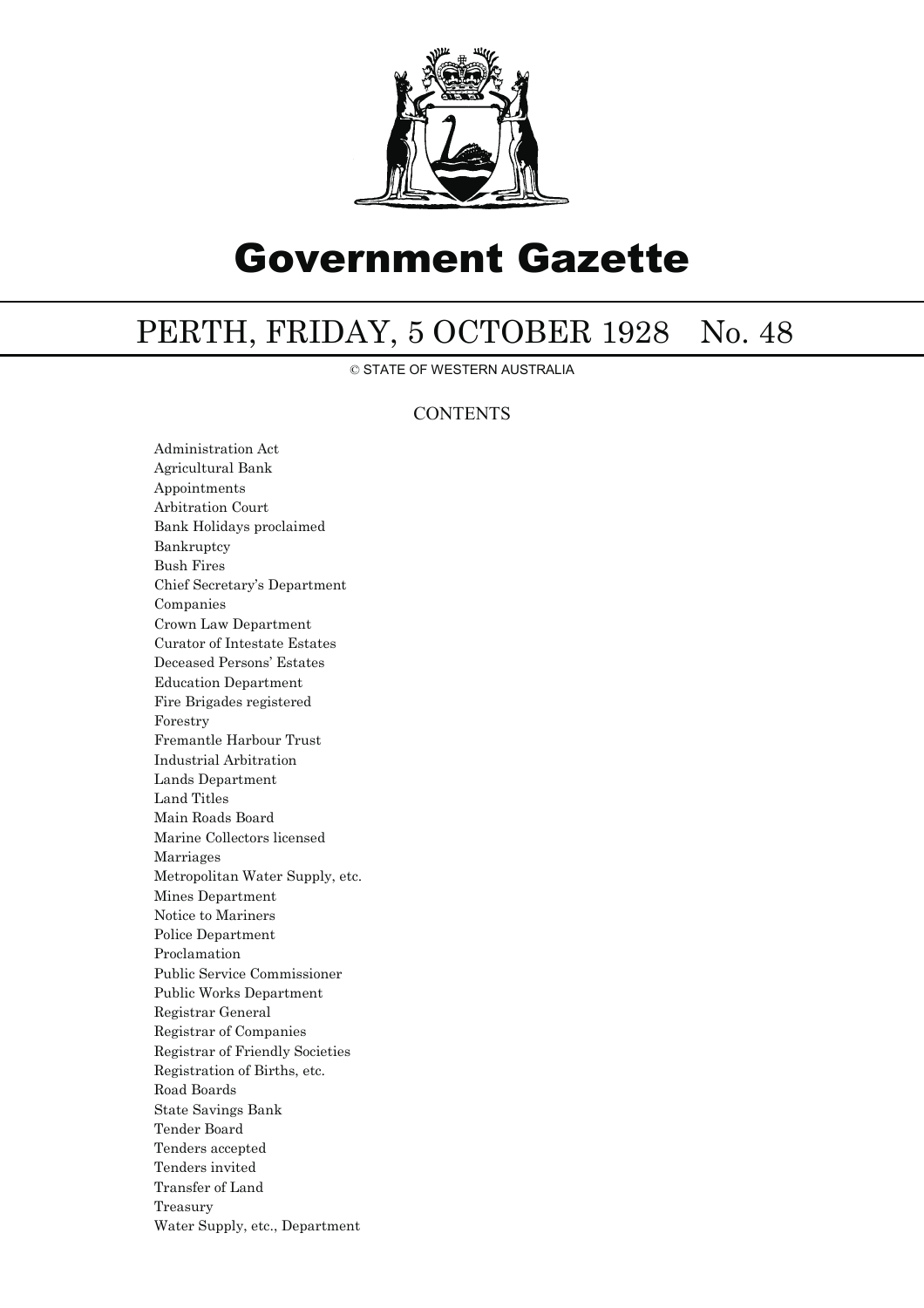# Government Gazette

## PERTH, FRIDAY, 5 OCTOBER 1928 No. 48

© STATE OF WESTERN AUSTRALIA

### CONTENTS

Administration Act
Agricultural Bank
Appointments
Arbitration Court
Bank Holidays proclaimed
Bankruptcy
Bush Fires
Chief Secretary's Department
Companies
Crown Law Department
Curator of Intestate Estates
Deceased Persons' Estates
Education Department
Fire Brigades registered
Forestry
Fremantle Harbour Trust
Industrial Arbitration
Lands Department
Land Titles
Main Roads Board
Marine Collectors licensed
Marriages
Metropolitan Water Supply, etc.
Mines Department
Notice to Mariners
Police Department
Proclamation
Public Service Commissioner
Public Works Department
Registrar General
Registrar of Companies
Registrar of Friendly Societies
Registration of Births, etc.
Road Boards
State Savings Bank
Tender Board
Tenders accepted
Tenders invited
Transfer of Land
Treasury
Water Supply, etc., Department